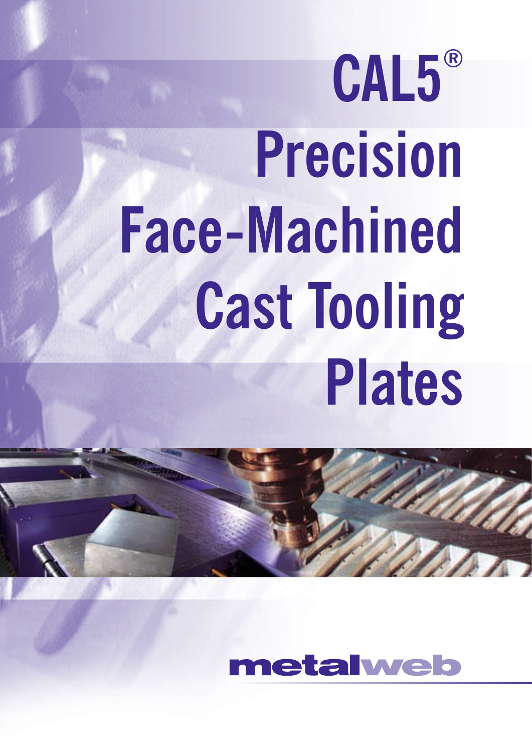# CAL5®

# Precision Face-Machined Cast Tooling Plates

metalweb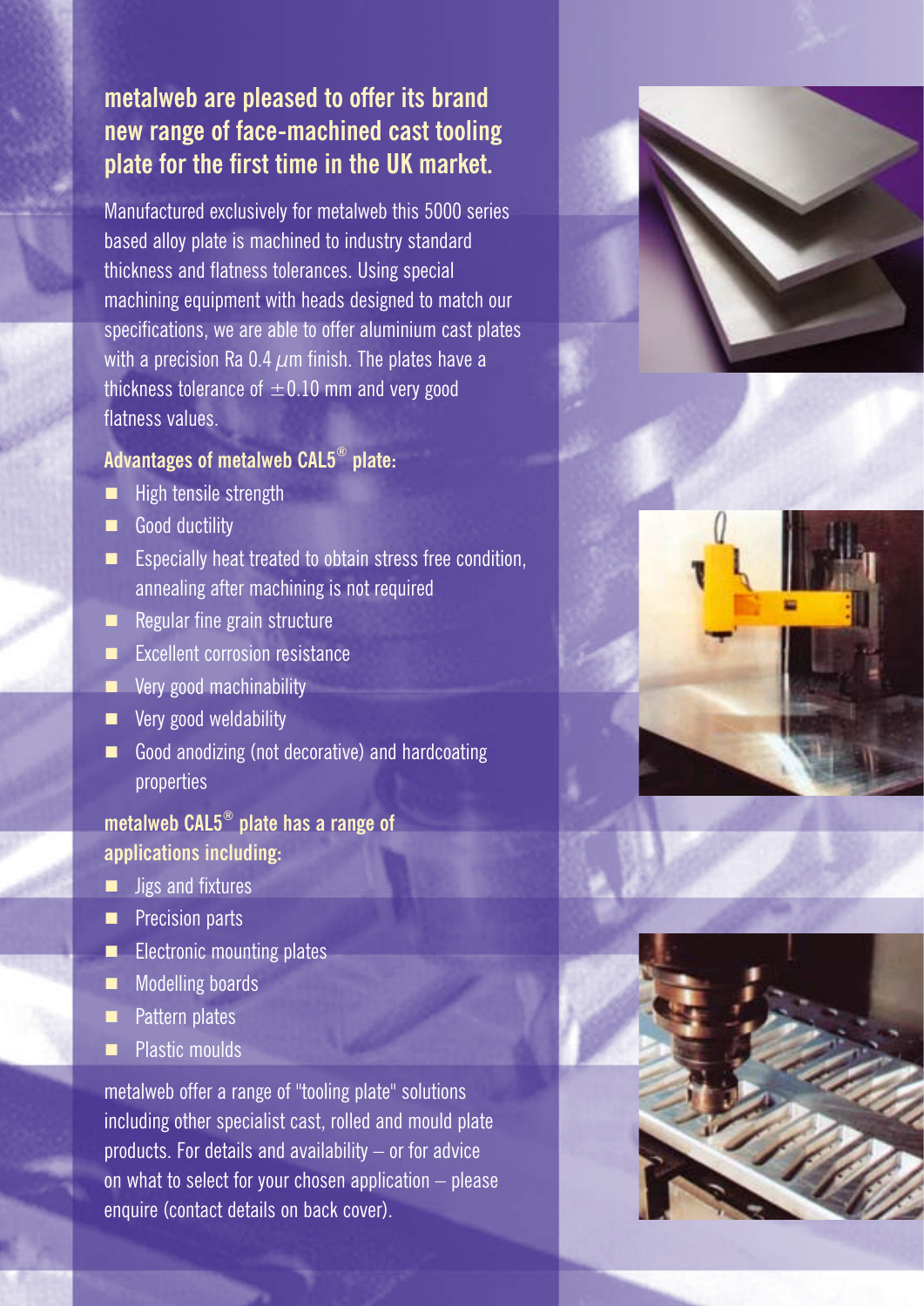## metalweb are pleased to offer its brand new range of face-machined cast tooling plate for the first time in the UK market.

Manufactured exclusively for metalweb this 5000 series based alloy plate is machined to industry standard thickness and flatness tolerances. Using special machining equipment with heads designed to match our specifications, we are able to offer aluminium cast plates with a precision Ra 0.4 $\mu$m finish. The plates have a thickness tolerance of $\pm$0.10 mm and very good flatness values.

### Advantages of metalweb CAL5® plate:

- High tensile strength
- Good ductility
- Especially heat treated to obtain stress free condition, annealing after machining is not required
- Regular fine grain structure
- Excellent corrosion resistance
- Very good machinability
- Very good weldability
- Good anodizing (not decorative) and hardcoating properties

### metalweb CAL5® plate has a range of applications including:

- Jigs and fixtures
- Precision parts
- Electronic mounting plates
- Modelling boards
- Pattern plates
- Plastic moulds

metalweb offer a range of "tooling plate" solutions including other specialist cast, rolled and mould plate products. For details and availability – or for advice on what to select for your chosen application – please enquire (contact details on back cover).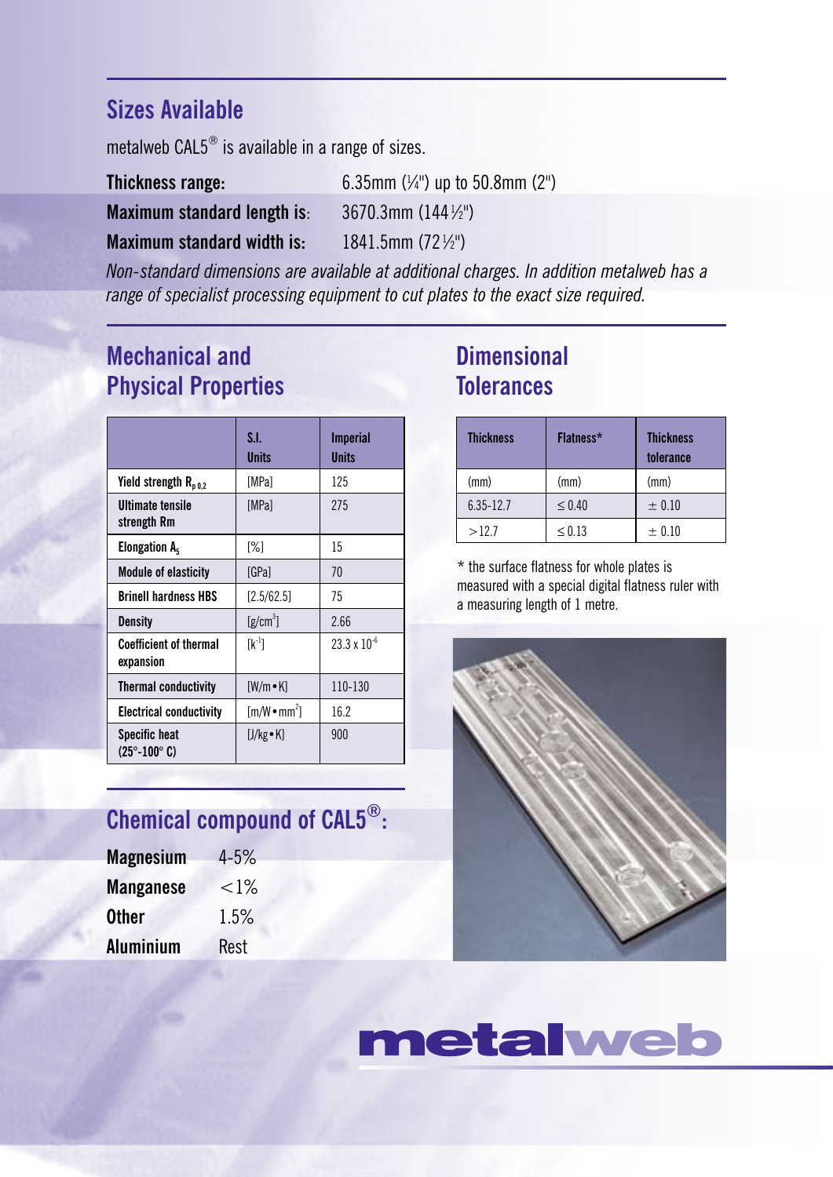## Sizes Available

metalweb CAL5® is available in a range of sizes.

**Thickness range:** 6.35mm (¼") up to 50.8mm (2")

**Maximum standard length is:** 3670.3mm (144½")

**Maximum standard width is:** 1841.5mm (72½")

*Non-standard dimensions are available at additional charges. In addition metalweb has a range of specialist processing equipment to cut plates to the exact size required.*

## Mechanical and Physical Properties

| | S.I. Units | Imperial Units |
|---|---|---|
| Yield strength $R_{p\,0.2}$ | [MPa] | 125 |
| Ultimate tensile strength Rm | [MPa] | 275 |
| Elongation $A_5$ | [%] | 15 |
| Module of elasticity | [GPa] | 70 |
| Brinell hardness HBS | [2.5/62.5] | 75 |
| Density | [g/cm$^3$] | 2.66 |
| Coefficient of thermal expansion | [k$^{-1}$] | $23.3 \times 10^{-6}$ |
| Thermal conductivity | [W/m•K] | 110-130 |
| Electrical conductivity | [m/W•mm$^2$] | 16.2 |
| Specific heat (25°-100° C) | [J/kg•K] | 900 |

## Dimensional Tolerances

| Thickness | Flatness* | Thickness tolerance |
|---|---|---|
| (mm) | (mm) | (mm) |
| 6.35-12.7 | ≤ 0.40 | ± 0.10 |
| >12.7 | ≤ 0.13 | ± 0.10 |

\* the surface flatness for whole plates is measured with a special digital flatness ruler with a measuring length of 1 metre.

## Chemical compound of CAL5®:

**Magnesium** 4-5%

**Manganese** <1%

**Other** 1.5%

**Aluminium** Rest

metalweb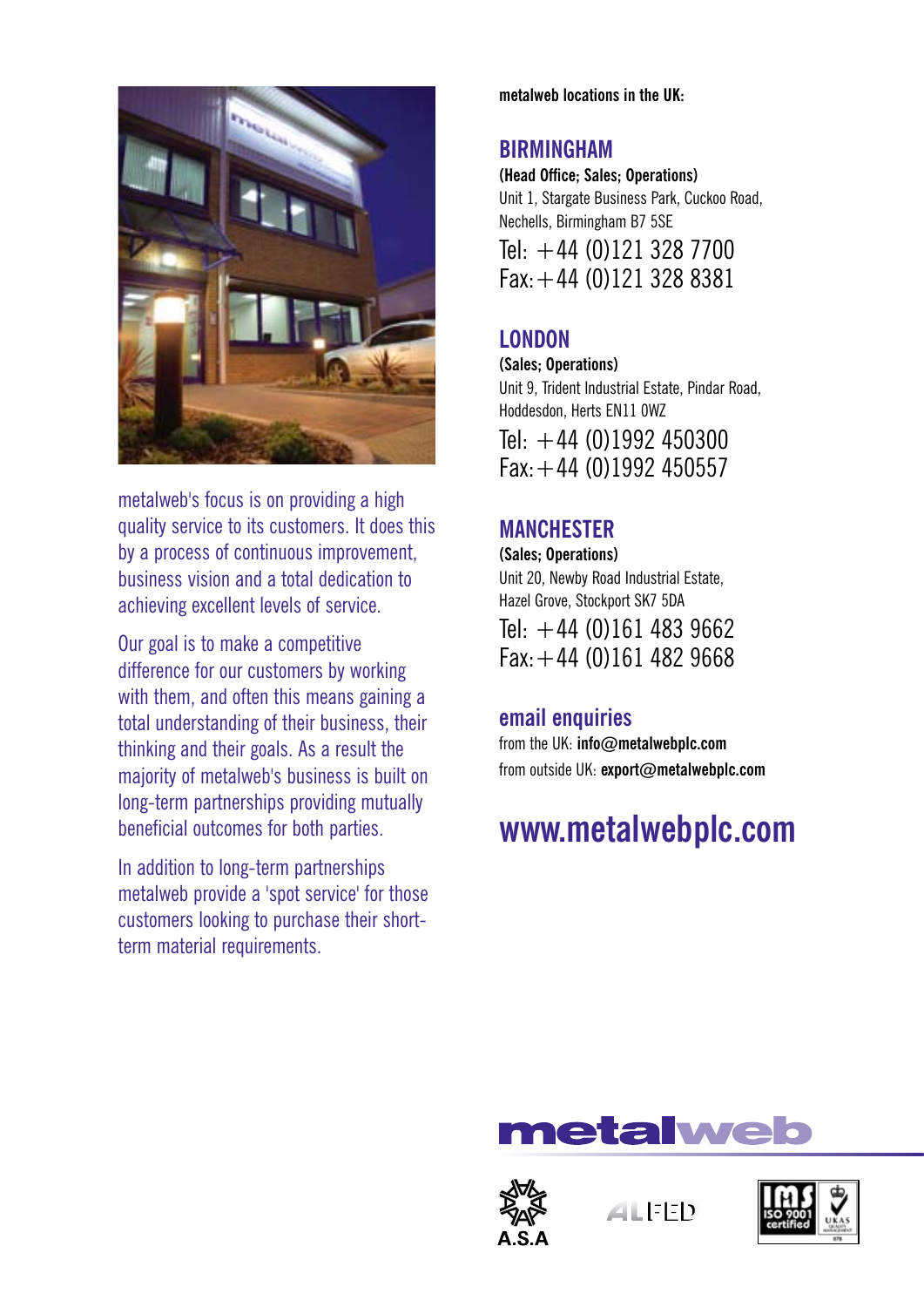metalweb's focus is on providing a high quality service to its customers. It does this by a process of continuous improvement, business vision and a total dedication to achieving excellent levels of service.

Our goal is to make a competitive difference for our customers by working with them, and often this means gaining a total understanding of their business, their thinking and their goals. As a result the majority of metalweb's business is built on long-term partnerships providing mutually beneficial outcomes for both parties.

In addition to long-term partnerships metalweb provide a 'spot service' for those customers looking to purchase their short-term material requirements.

**metalweb locations in the UK:**

## BIRMINGHAM

**(Head Office; Sales; Operations)**
Unit 1, Stargate Business Park, Cuckoo Road,
Nechells, Birmingham B7 5SE
Tel: +44 (0)121 328 7700
Fax: +44 (0)121 328 8381

## LONDON

**(Sales; Operations)**
Unit 9, Trident Industrial Estate, Pindar Road,
Hoddesdon, Herts EN11 0WZ
Tel: +44 (0)1992 450300
Fax: +44 (0)1992 450557

## MANCHESTER

**(Sales; Operations)**
Unit 20, Newby Road Industrial Estate,
Hazel Grove, Stockport SK7 5DA
Tel: +44 (0)161 483 9662
Fax: +44 (0)161 482 9668

## email enquiries

from the UK: **info@metalwebplc.com**
from outside UK: **export@metalwebplc.com**

## www.metalwebplc.com

metalweb

A.S.A

ALFED

IMS ISO 9001 certified

UKAS